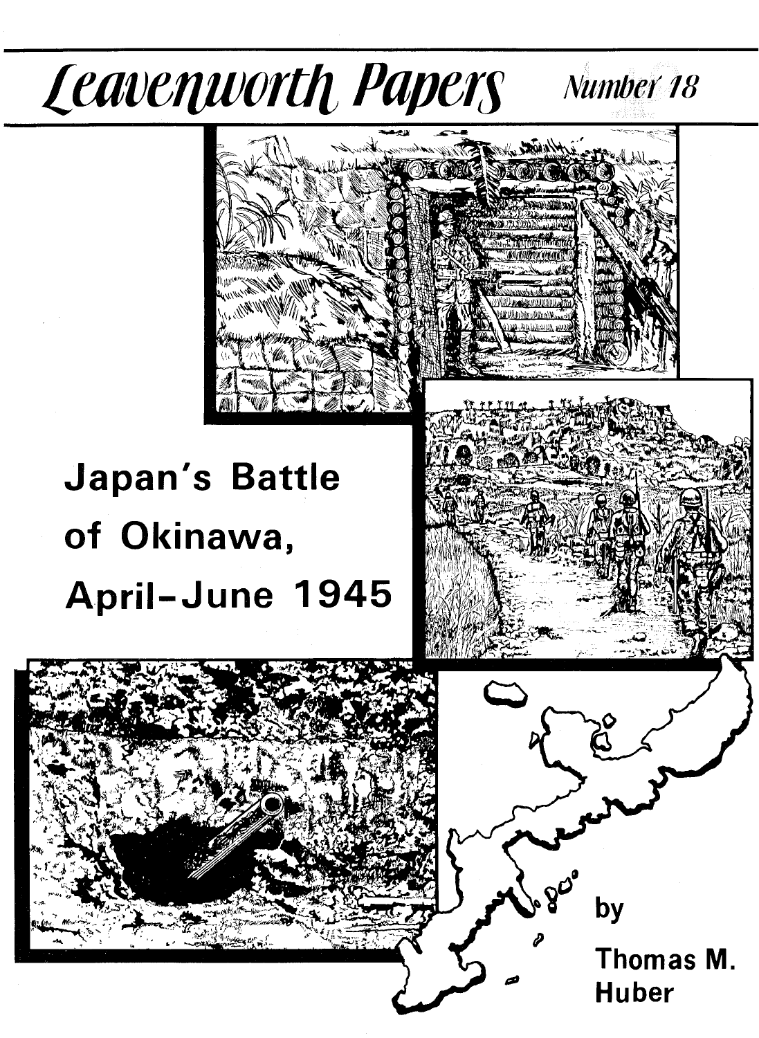# Leavenworth Papers

Number 18

# Japan's Battle of Okinawa, April–June 1945

by

Thomas M. Huber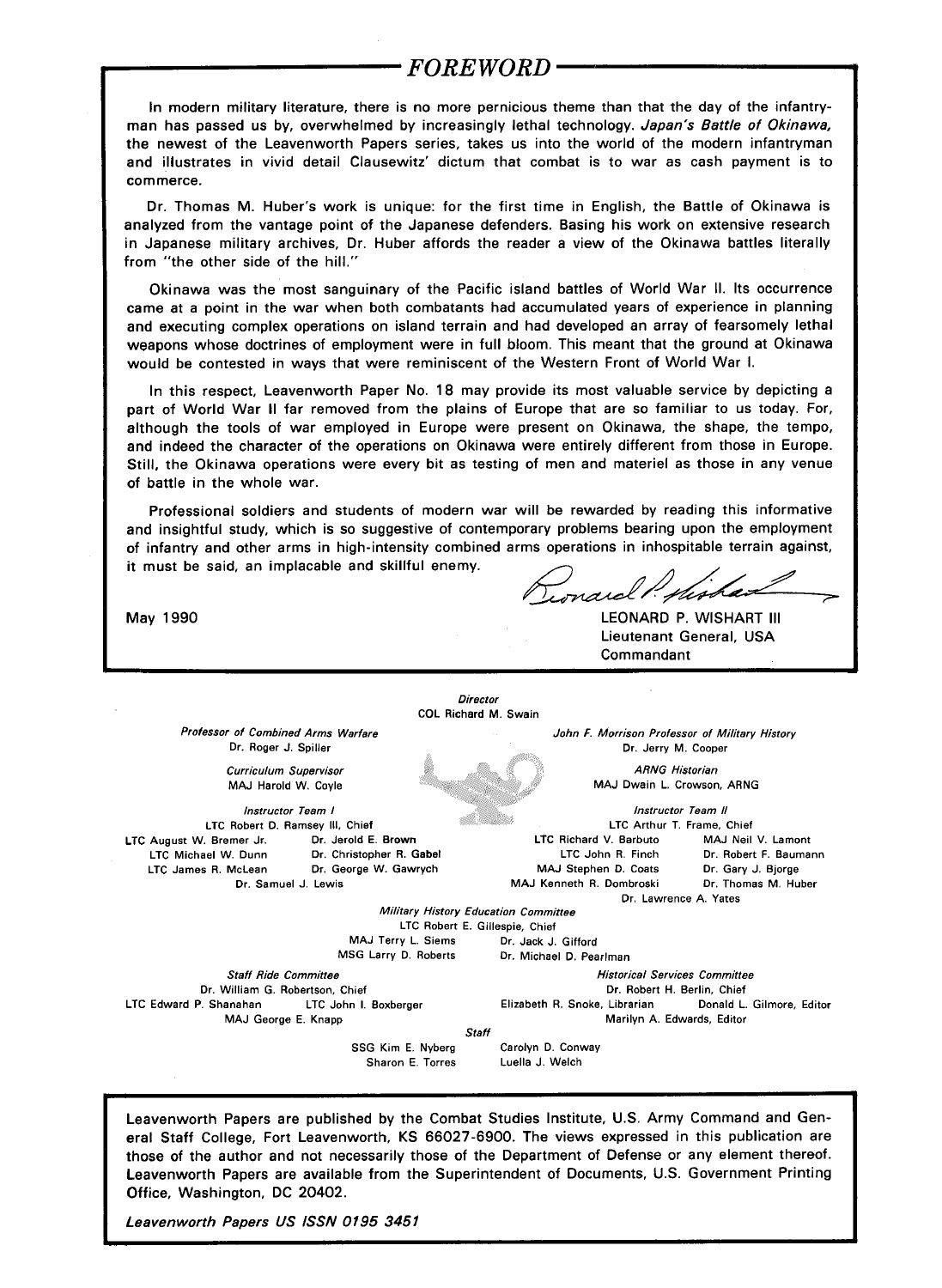## FOREWORD

In modern military literature, there is no more pernicious theme than that the day of the infantryman has passed us by, overwhelmed by increasingly lethal technology. *Japan's Battle of Okinawa,* the newest of the Leavenworth Papers series, takes us into the world of the modern infantryman and illustrates in vivid detail Clausewitz' dictum that combat is to war as cash payment is to commerce.

Dr. Thomas M. Huber's work is unique: for the first time in English, the Battle of Okinawa is analyzed from the vantage point of the Japanese defenders. Basing his work on extensive research in Japanese military archives, Dr. Huber affords the reader a view of the Okinawa battles literally from "the other side of the hill."

Okinawa was the most sanguinary of the Pacific island battles of World War II. Its occurrence came at a point in the war when both combatants had accumulated years of experience in planning and executing complex operations on island terrain and had developed an array of fearsomely lethal weapons whose doctrines of employment were in full bloom. This meant that the ground at Okinawa would be contested in ways that were reminiscent of the Western Front of World War I.

In this respect, Leavenworth Paper No. 18 may provide its most valuable service by depicting a part of World War II far removed from the plains of Europe that are so familiar to us today. For, although the tools of war employed in Europe were present on Okinawa, the shape, the tempo, and indeed the character of the operations on Okinawa were entirely different from those in Europe. Still, the Okinawa operations were every bit as testing of men and materiel as those in any venue of battle in the whole war.

Professional soldiers and students of modern war will be rewarded by reading this informative and insightful study, which is so suggestive of contemporary problems bearing upon the employment of infantry and other arms in high-intensity combined arms operations in inhospitable terrain against, it must be said, an implacable and skillful enemy.

May 1990

LEONARD P. WISHART III
Lieutenant General, USA
Commandant

*Director*
COL Richard M. Swain

*Professor of Combined Arms Warfare*
Dr. Roger J. Spiller

*John F. Morrison Professor of Military History*
Dr. Jerry M. Cooper

*Curriculum Supervisor*
MAJ Harold W. Coyle

*ARNG Historian*
MAJ Dwain L. Crowson, ARNG

*Instructor Team I*
LTC Robert D. Ramsey III, Chief
LTC August W. Bremer Jr. — Dr. Jerold E. Brown
LTC Michael W. Dunn — Dr. Christopher R. Gabel
LTC James R. McLean — Dr. George W. Gawrych
Dr. Samuel J. Lewis

*Instructor Team II*
LTC Arthur T. Frame, Chief
LTC Richard V. Barbuto — MAJ Neil V. Lamont
LTC John R. Finch — Dr. Robert F. Baumann
MAJ Stephen D. Coats — Dr. Gary J. Bjorge
MAJ Kenneth R. Dombroski — Dr. Thomas M. Huber
Dr. Lawrence A. Yates

*Military History Education Committee*
LTC Robert E. Gillespie, Chief
MAJ Terry L. Siems — Dr. Jack J. Gifford
MSG Larry D. Roberts — Dr. Michael D. Pearlman

*Staff Ride Committee*
Dr. William G. Robertson, Chief
LTC Edward P. Shanahan — LTC John I. Boxberger
MAJ George E. Knapp

*Historical Services Committee*
Dr. Robert H. Berlin, Chief
Elizabeth R. Snoke, Librarian — Donald L. Gilmore, Editor
Marilyn A. Edwards, Editor

*Staff*
SSG Kim E. Nyberg — Carolyn D. Conway
Sharon E. Torres — Luella J. Welch

Leavenworth Papers are published by the Combat Studies Institute, U.S. Army Command and General Staff College, Fort Leavenworth, KS 66027-6900. The views expressed in this publication are those of the author and not necessarily those of the Department of Defense or any element thereof. Leavenworth Papers are available from the Superintendent of Documents, U.S. Government Printing Office, Washington, DC 20402.

*Leavenworth Papers US ISSN 0195 3451*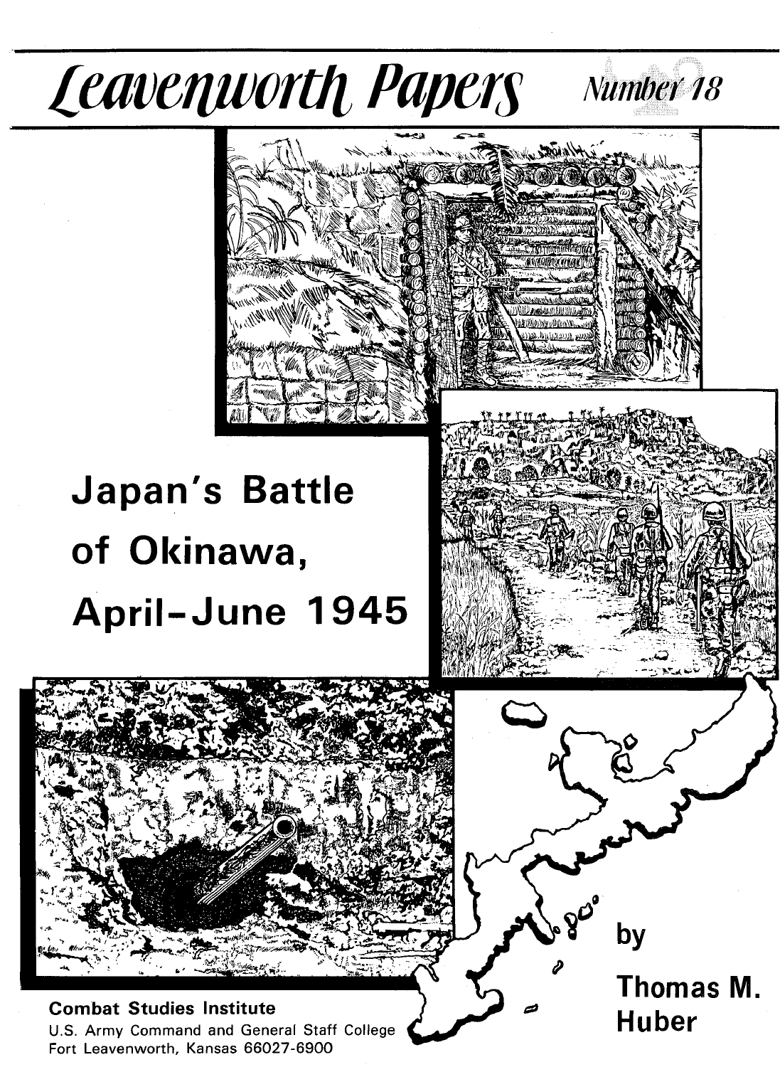# Leavenworth Papers

Number 18

# Japan's Battle of Okinawa, April–June 1945

by

Thomas M. Huber

Combat Studies Institute

U.S. Army Command and General Staff College

Fort Leavenworth, Kansas 66027-6900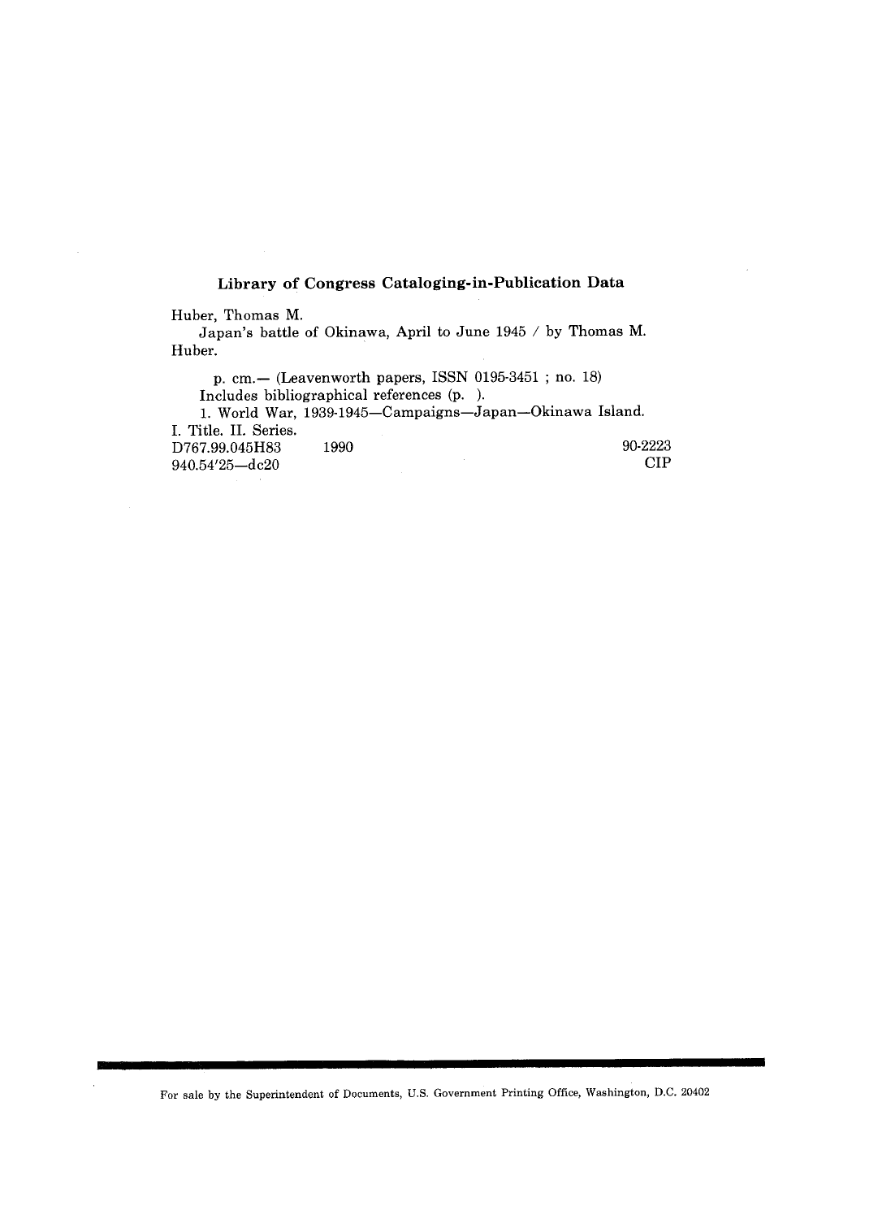## Library of Congress Cataloging-in-Publication Data

Huber, Thomas M.

Japan's battle of Okinawa, April to June 1945 / by Thomas M. Huber.

p. cm.— (Leavenworth papers, ISSN 0195-3451 ; no. 18)

Includes bibliographical references (p. ).

1. World War, 1939-1945—Campaigns—Japan—Okinawa Island.

I. Title. II. Series.

D767.99.045H83 1990 90-2223

940.54'25—dc20 CIP

For sale by the Superintendent of Documents, U.S. Government Printing Office, Washington, D.C. 20402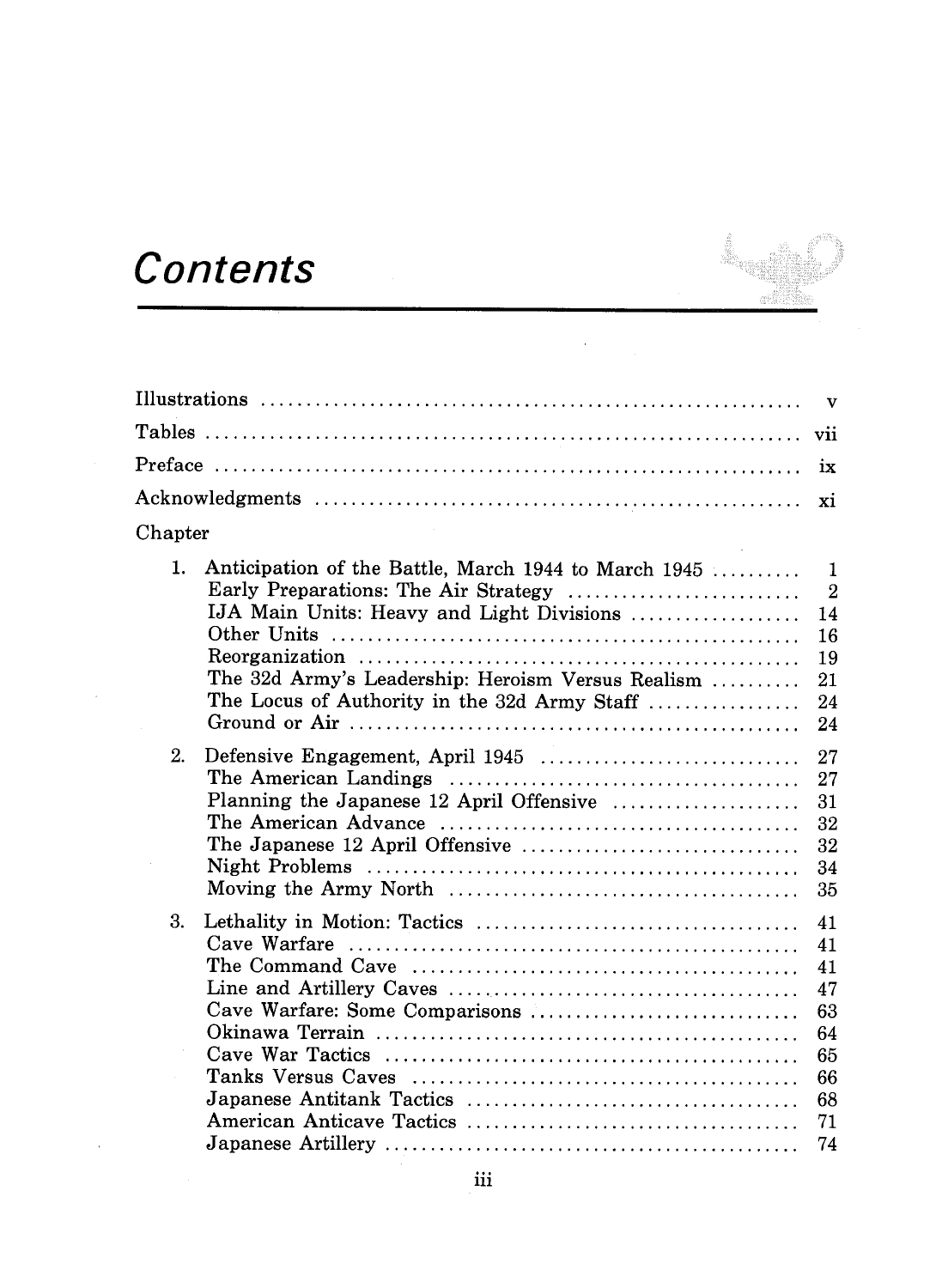# Contents

| | |
|---|---|
| Illustrations | v |
| Tables | vii |
| Preface | ix |
| Acknowledgments | xi |

Chapter

| | |
|---|---|
| 1. Anticipation of the Battle, March 1944 to March 1945 | 1 |
| Early Preparations: The Air Strategy | 2 |
| IJA Main Units: Heavy and Light Divisions | 14 |
| Other Units | 16 |
| Reorganization | 19 |
| The 32d Army's Leadership: Heroism Versus Realism | 21 |
| The Locus of Authority in the 32d Army Staff | 24 |
| Ground or Air | 24 |
| 2. Defensive Engagement, April 1945 | 27 |
| The American Landings | 27 |
| Planning the Japanese 12 April Offensive | 31 |
| The American Advance | 32 |
| The Japanese 12 April Offensive | 32 |
| Night Problems | 34 |
| Moving the Army North | 35 |
| 3. Lethality in Motion: Tactics | 41 |
| Cave Warfare | 41 |
| The Command Cave | 41 |
| Line and Artillery Caves | 47 |
| Cave Warfare: Some Comparisons | 63 |
| Okinawa Terrain | 64 |
| Cave War Tactics | 65 |
| Tanks Versus Caves | 66 |
| Japanese Antitank Tactics | 68 |
| American Anticave Tactics | 71 |
| Japanese Artillery | 74 |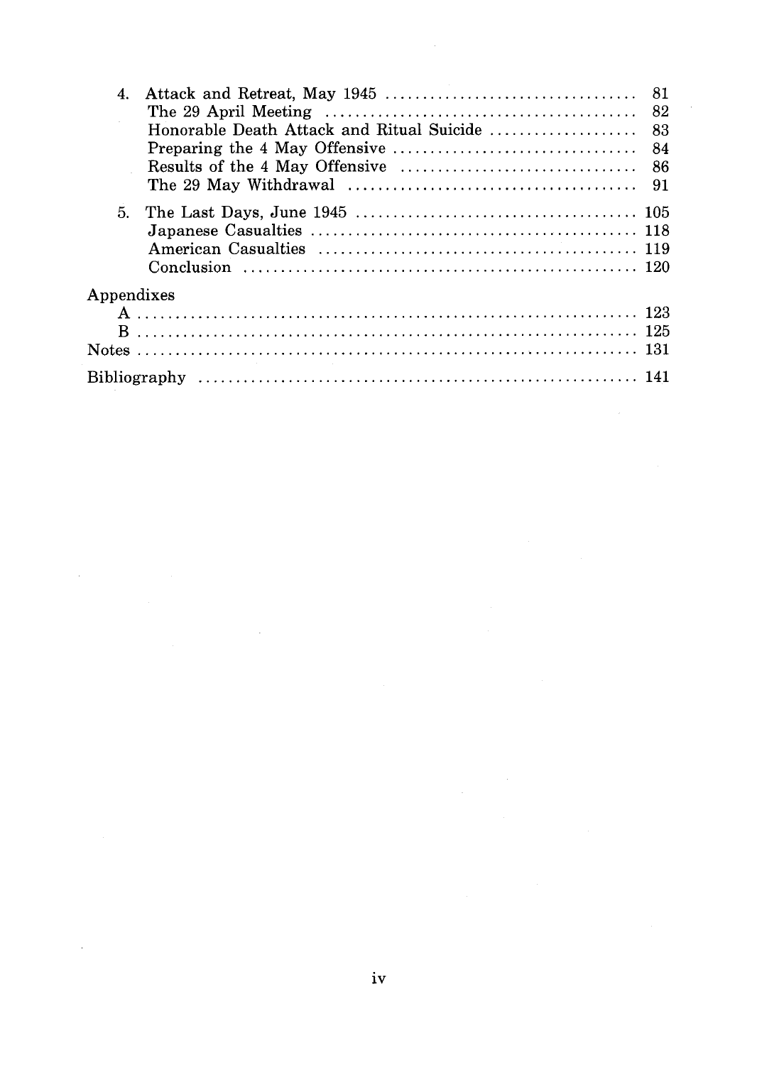4. Attack and Retreat, May 1945 .................................. 81
   - The 29 April Meeting .......................................... 82
   - Honorable Death Attack and Ritual Suicide .................... 83
   - Preparing the 4 May Offensive ................................ 84
   - Results of the 4 May Offensive ................................ 86
   - The 29 May Withdrawal ....................................... 91

5. The Last Days, June 1945 ...................................... 105
   - Japanese Casualties ............................................ 118
   - American Casualties ........................................... 119
   - Conclusion ..................................................... 120

Appendixes
- A ................................................................... 123
- B ................................................................... 125

Notes .................................................................. 131

Bibliography ........................................................... 141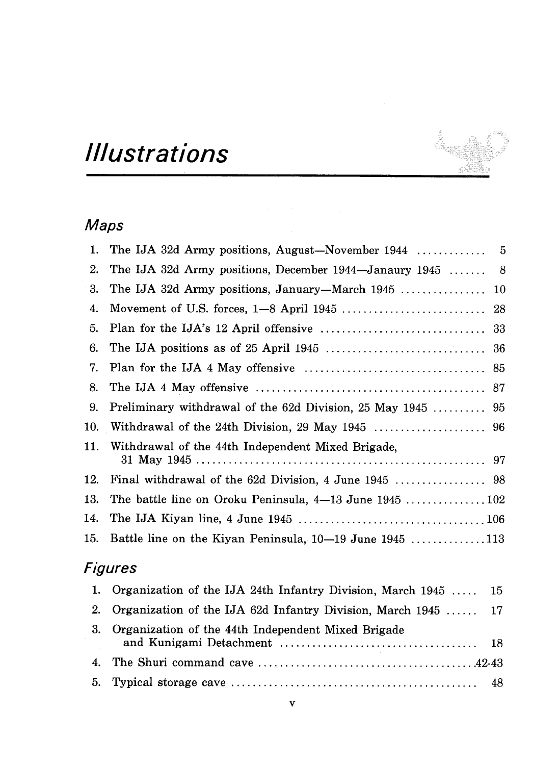# *Illustrations*

## *Maps*

1. The IJA 32d Army positions, August—November 1944 ............ 5
2. The IJA 32d Army positions, December 1944—Janaury 1945 ....... 8
3. The IJA 32d Army positions, January—March 1945 ................ 10
4. Movement of U.S. forces, 1—8 April 1945 ........................... 28
5. Plan for the IJA's 12 April offensive ............................... 33
6. The IJA positions as of 25 April 1945 .............................. 36
7. Plan for the IJA 4 May offensive .................................. 85
8. The IJA 4 May offensive .......................................... 87
9. Preliminary withdrawal of the 62d Division, 25 May 1945 .......... 95
10. Withdrawal of the 24th Division, 29 May 1945 ..................... 96
11. Withdrawal of the 44th Independent Mixed Brigade, 31 May 1945 ..................................................... 97
12. Final withdrawal of the 62d Division, 4 June 1945 ................. 98
13. The battle line on Oroku Peninsula, 4—13 June 1945 ...............102
14. The IJA Kiyan line, 4 June 1945 ...................................106
15. Battle line on the Kiyan Peninsula, 10—19 June 1945 .............113

## *Figures*

1. Organization of the IJA 24th Infantry Division, March 1945 ..... 15
2. Organization of the IJA 62d Infantry Division, March 1945 ...... 17
3. Organization of the 44th Independent Mixed Brigade and Kunigami Detachment ..................................... 18
4. The Shuri command cave .........................................42-43
5. Typical storage cave .............................................. 48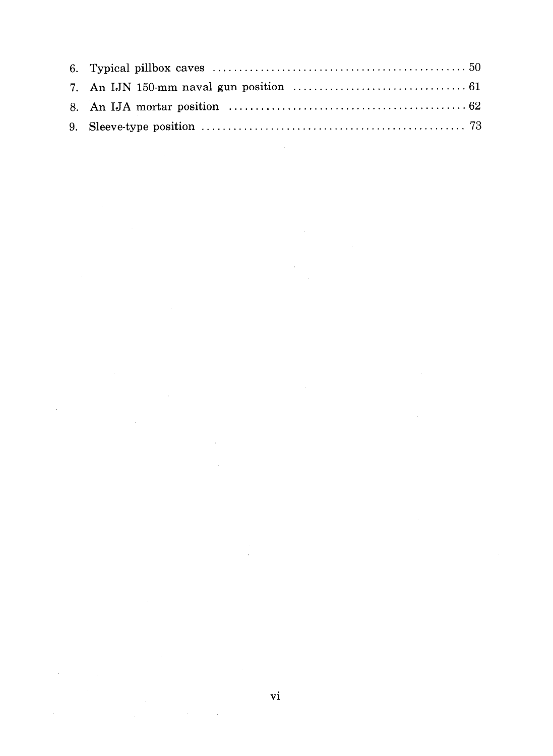6. Typical pillbox caves .................................................. 50
7. An IJN 150-mm naval gun position .................................. 61
8. An IJA mortar position ............................................... 62
9. Sleeve-type position .................................................. 73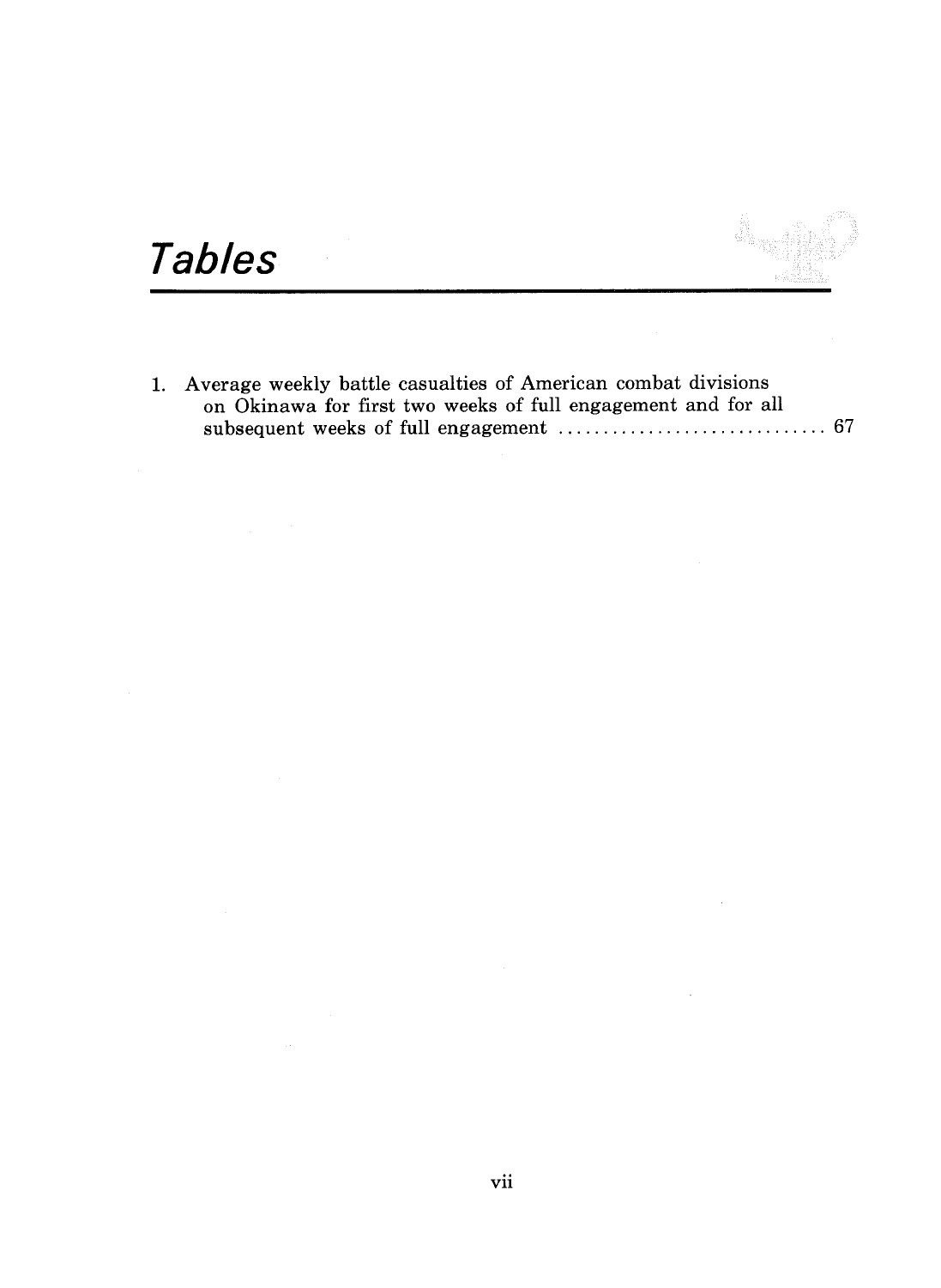# *Tables*

1. Average weekly battle casualties of American combat divisions on Okinawa for first two weeks of full engagement and for all subsequent weeks of full engagement .............................. 67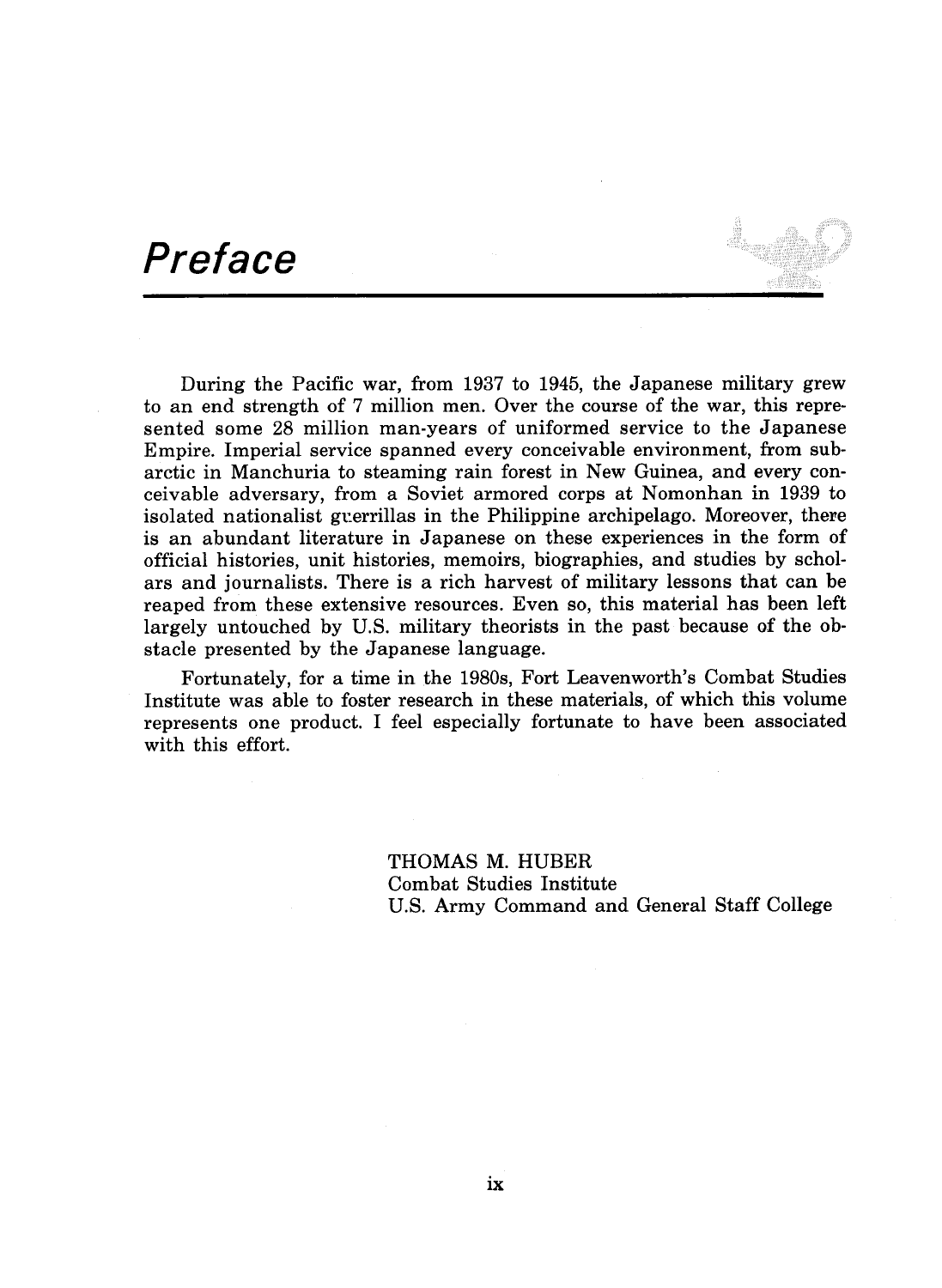# Preface

During the Pacific war, from 1937 to 1945, the Japanese military grew to an end strength of 7 million men. Over the course of the war, this represented some 28 million man-years of uniformed service to the Japanese Empire. Imperial service spanned every conceivable environment, from subarctic in Manchuria to steaming rain forest in New Guinea, and every conceivable adversary, from a Soviet armored corps at Nomonhan in 1939 to isolated nationalist guerrillas in the Philippine archipelago. Moreover, there is an abundant literature in Japanese on these experiences in the form of official histories, unit histories, memoirs, biographies, and studies by scholars and journalists. There is a rich harvest of military lessons that can be reaped from these extensive resources. Even so, this material has been left largely untouched by U.S. military theorists in the past because of the obstacle presented by the Japanese language.

Fortunately, for a time in the 1980s, Fort Leavenworth's Combat Studies Institute was able to foster research in these materials, of which this volume represents one product. I feel especially fortunate to have been associated with this effort.

THOMAS M. HUBER
Combat Studies Institute
U.S. Army Command and General Staff College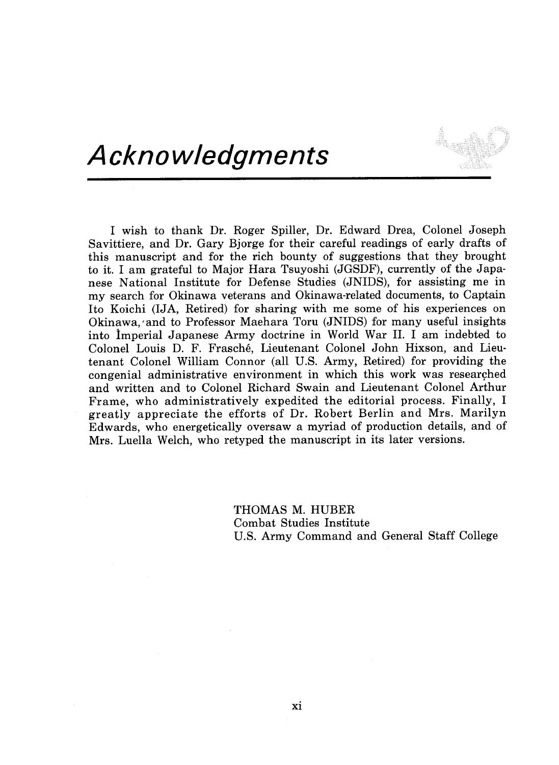# Acknowledgments

I wish to thank Dr. Roger Spiller, Dr. Edward Drea, Colonel Joseph Savittiere, and Dr. Gary Bjorge for their careful readings of early drafts of this manuscript and for the rich bounty of suggestions that they brought to it. I am grateful to Major Hara Tsuyoshi (JGSDF), currently of the Japanese National Institute for Defense Studies (JNIDS), for assisting me in my search for Okinawa veterans and Okinawa-related documents, to Captain Ito Koichi (IJA, Retired) for sharing with me some of his experiences on Okinawa, and to Professor Maehara Toru (JNIDS) for many useful insights into Imperial Japanese Army doctrine in World War II. I am indebted to Colonel Louis D. F. Frasché, Lieutenant Colonel John Hixson, and Lieutenant Colonel William Connor (all U.S. Army, Retired) for providing the congenial administrative environment in which this work was researched and written and to Colonel Richard Swain and Lieutenant Colonel Arthur Frame, who administratively expedited the editorial process. Finally, I greatly appreciate the efforts of Dr. Robert Berlin and Mrs. Marilyn Edwards, who energetically oversaw a myriad of production details, and of Mrs. Luella Welch, who retyped the manuscript in its later versions.

THOMAS M. HUBER
Combat Studies Institute
U.S. Army Command and General Staff College